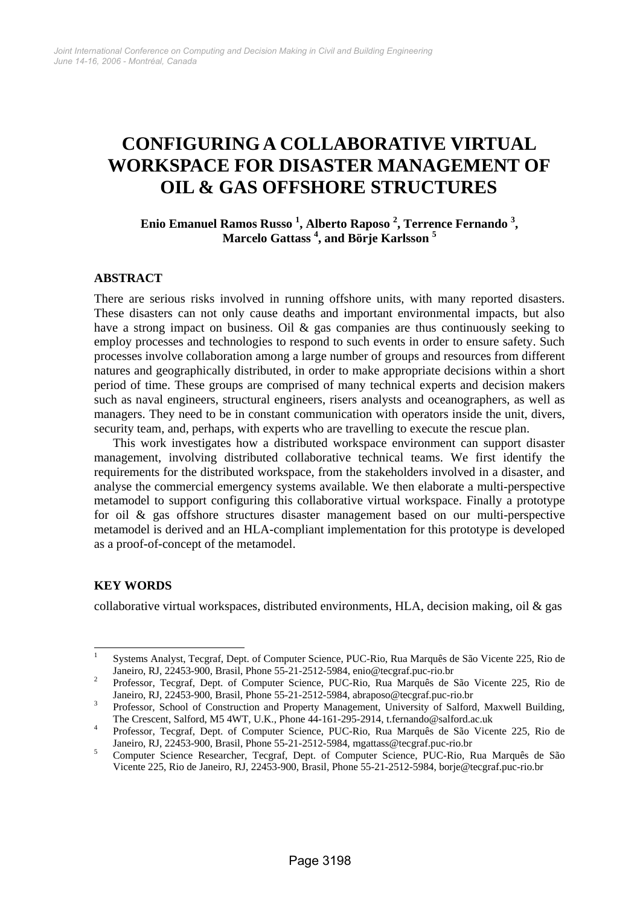# CONFIGURING A COLLABORATIVE VIRTUAL WORKSPACE FOR DISASTER MANAGEMENT OF OIL & GAS OFFSHORE STRUCTURES

**Enio Emanuel Ramos Russo [1], Alberto Raposo [2], Terrence Fernando [3], Marcelo Gattass [4], and Börje Karlsson [5]**

## ABSTRACT

There are serious risks involved in running offshore units, with many reported disasters. These disasters can not only cause deaths and important environmental impacts, but also have a strong impact on business. Oil & gas companies are thus continuously seeking to employ processes and technologies to respond to such events in order to ensure safety. Such processes involve collaboration among a large number of groups and resources from different natures and geographically distributed, in order to make appropriate decisions within a short period of time. These groups are comprised of many technical experts and decision makers such as naval engineers, structural engineers, risers analysts and oceanographers, as well as managers. They need to be in constant communication with operators inside the unit, divers, security team, and, perhaps, with experts who are travelling to execute the rescue plan.

This work investigates how a distributed workspace environment can support disaster management, involving distributed collaborative technical teams. We first identify the requirements for the distributed workspace, from the stakeholders involved in a disaster, and analyse the commercial emergency systems available. We then elaborate a multi-perspective metamodel to support configuring this collaborative virtual workspace. Finally a prototype for oil & gas offshore structures disaster management based on our multi-perspective metamodel is derived and an HLA-compliant implementation for this prototype is developed as a proof-of-concept of the metamodel.

## KEY WORDS

collaborative virtual workspaces, distributed environments, HLA, decision making, oil & gas

---

[1] Systems Analyst, Tecgraf, Dept. of Computer Science, PUC-Rio, Rua Marquês de São Vicente 225, Rio de Janeiro, RJ, 22453-900, Brasil, Phone 55-21-2512-5984, enio@tecgraf.puc-rio.br

[2] Professor, Tecgraf, Dept. of Computer Science, PUC-Rio, Rua Marquês de São Vicente 225, Rio de Janeiro, RJ, 22453-900, Brasil, Phone 55-21-2512-5984, abraposo@tecgraf.puc-rio.br

[3] Professor, School of Construction and Property Management, University of Salford, Maxwell Building, The Crescent, Salford, M5 4WT, U.K., Phone 44-161-295-2914, t.fernando@salford.ac.uk

[4] Professor, Tecgraf, Dept. of Computer Science, PUC-Rio, Rua Marquês de São Vicente 225, Rio de Janeiro, RJ, 22453-900, Brasil, Phone 55-21-2512-5984, mgattass@tecgraf.puc-rio.br

[5] Computer Science Researcher, Tecgraf, Dept. of Computer Science, PUC-Rio, Rua Marquês de São Vicente 225, Rio de Janeiro, RJ, 22453-900, Brasil, Phone 55-21-2512-5984, borje@tecgraf.puc-rio.br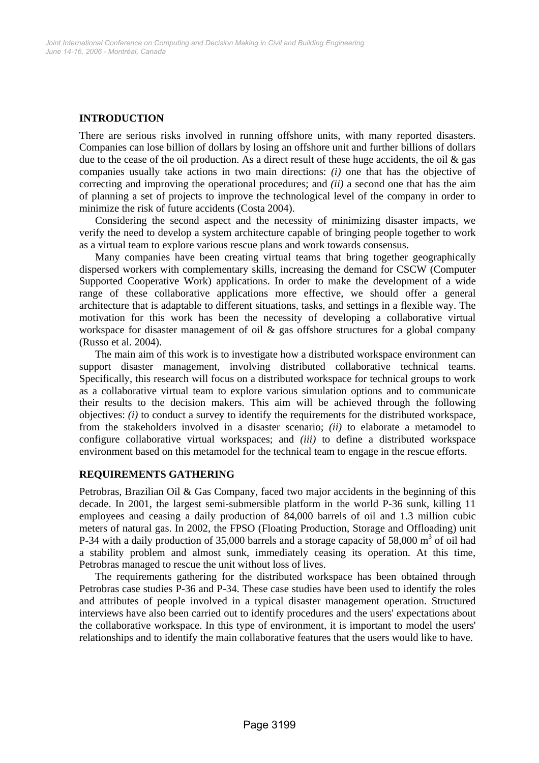## INTRODUCTION

There are serious risks involved in running offshore units, with many reported disasters. Companies can lose billion of dollars by losing an offshore unit and further billions of dollars due to the cease of the oil production. As a direct result of these huge accidents, the oil & gas companies usually take actions in two main directions: *(i)* one that has the objective of correcting and improving the operational procedures; and *(ii)* a second one that has the aim of planning a set of projects to improve the technological level of the company in order to minimize the risk of future accidents (Costa 2004).

Considering the second aspect and the necessity of minimizing disaster impacts, we verify the need to develop a system architecture capable of bringing people together to work as a virtual team to explore various rescue plans and work towards consensus.

Many companies have been creating virtual teams that bring together geographically dispersed workers with complementary skills, increasing the demand for CSCW (Computer Supported Cooperative Work) applications. In order to make the development of a wide range of these collaborative applications more effective, we should offer a general architecture that is adaptable to different situations, tasks, and settings in a flexible way. The motivation for this work has been the necessity of developing a collaborative virtual workspace for disaster management of oil & gas offshore structures for a global company (Russo et al. 2004).

The main aim of this work is to investigate how a distributed workspace environment can support disaster management, involving distributed collaborative technical teams. Specifically, this research will focus on a distributed workspace for technical groups to work as a collaborative virtual team to explore various simulation options and to communicate their results to the decision makers. This aim will be achieved through the following objectives: *(i)* to conduct a survey to identify the requirements for the distributed workspace, from the stakeholders involved in a disaster scenario; *(ii)* to elaborate a metamodel to configure collaborative virtual workspaces; and *(iii)* to define a distributed workspace environment based on this metamodel for the technical team to engage in the rescue efforts.

## REQUIREMENTS GATHERING

Petrobras, Brazilian Oil & Gas Company, faced two major accidents in the beginning of this decade. In 2001, the largest semi-submersible platform in the world P-36 sunk, killing 11 employees and ceasing a daily production of 84,000 barrels of oil and 1.3 million cubic meters of natural gas. In 2002, the FPSO (Floating Production, Storage and Offloading) unit P-34 with a daily production of 35,000 barrels and a storage capacity of 58,000 $m^3$ of oil had a stability problem and almost sunk, immediately ceasing its operation. At this time, Petrobras managed to rescue the unit without loss of lives.

The requirements gathering for the distributed workspace has been obtained through Petrobras case studies P-36 and P-34. These case studies have been used to identify the roles and attributes of people involved in a typical disaster management operation. Structured interviews have also been carried out to identify procedures and the users' expectations about the collaborative workspace. In this type of environment, it is important to model the users' relationships and to identify the main collaborative features that the users would like to have.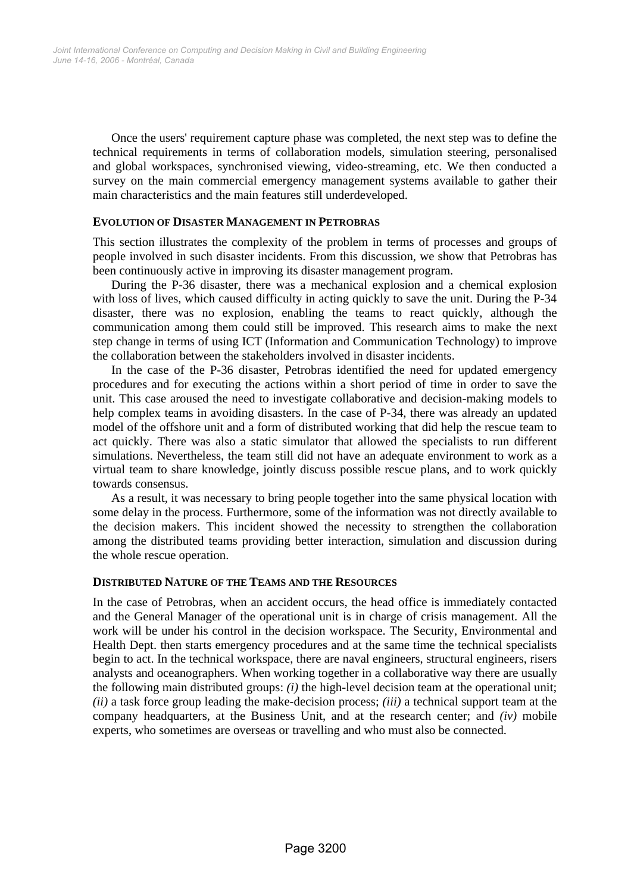Once the users' requirement capture phase was completed, the next step was to define the technical requirements in terms of collaboration models, simulation steering, personalised and global workspaces, synchronised viewing, video-streaming, etc. We then conducted a survey on the main commercial emergency management systems available to gather their main characteristics and the main features still underdeveloped.

## EVOLUTION OF DISASTER MANAGEMENT IN PETROBRAS

This section illustrates the complexity of the problem in terms of processes and groups of people involved in such disaster incidents. From this discussion, we show that Petrobras has been continuously active in improving its disaster management program.

During the P-36 disaster, there was a mechanical explosion and a chemical explosion with loss of lives, which caused difficulty in acting quickly to save the unit. During the P-34 disaster, there was no explosion, enabling the teams to react quickly, although the communication among them could still be improved. This research aims to make the next step change in terms of using ICT (Information and Communication Technology) to improve the collaboration between the stakeholders involved in disaster incidents.

In the case of the P-36 disaster, Petrobras identified the need for updated emergency procedures and for executing the actions within a short period of time in order to save the unit. This case aroused the need to investigate collaborative and decision-making models to help complex teams in avoiding disasters. In the case of P-34, there was already an updated model of the offshore unit and a form of distributed working that did help the rescue team to act quickly. There was also a static simulator that allowed the specialists to run different simulations. Nevertheless, the team still did not have an adequate environment to work as a virtual team to share knowledge, jointly discuss possible rescue plans, and to work quickly towards consensus.

As a result, it was necessary to bring people together into the same physical location with some delay in the process. Furthermore, some of the information was not directly available to the decision makers. This incident showed the necessity to strengthen the collaboration among the distributed teams providing better interaction, simulation and discussion during the whole rescue operation.

## DISTRIBUTED NATURE OF THE TEAMS AND THE RESOURCES

In the case of Petrobras, when an accident occurs, the head office is immediately contacted and the General Manager of the operational unit is in charge of crisis management. All the work will be under his control in the decision workspace. The Security, Environmental and Health Dept. then starts emergency procedures and at the same time the technical specialists begin to act. In the technical workspace, there are naval engineers, structural engineers, risers analysts and oceanographers. When working together in a collaborative way there are usually the following main distributed groups: *(i)* the high-level decision team at the operational unit; *(ii)* a task force group leading the make-decision process; *(iii)* a technical support team at the company headquarters, at the Business Unit, and at the research center; and *(iv)* mobile experts, who sometimes are overseas or travelling and who must also be connected.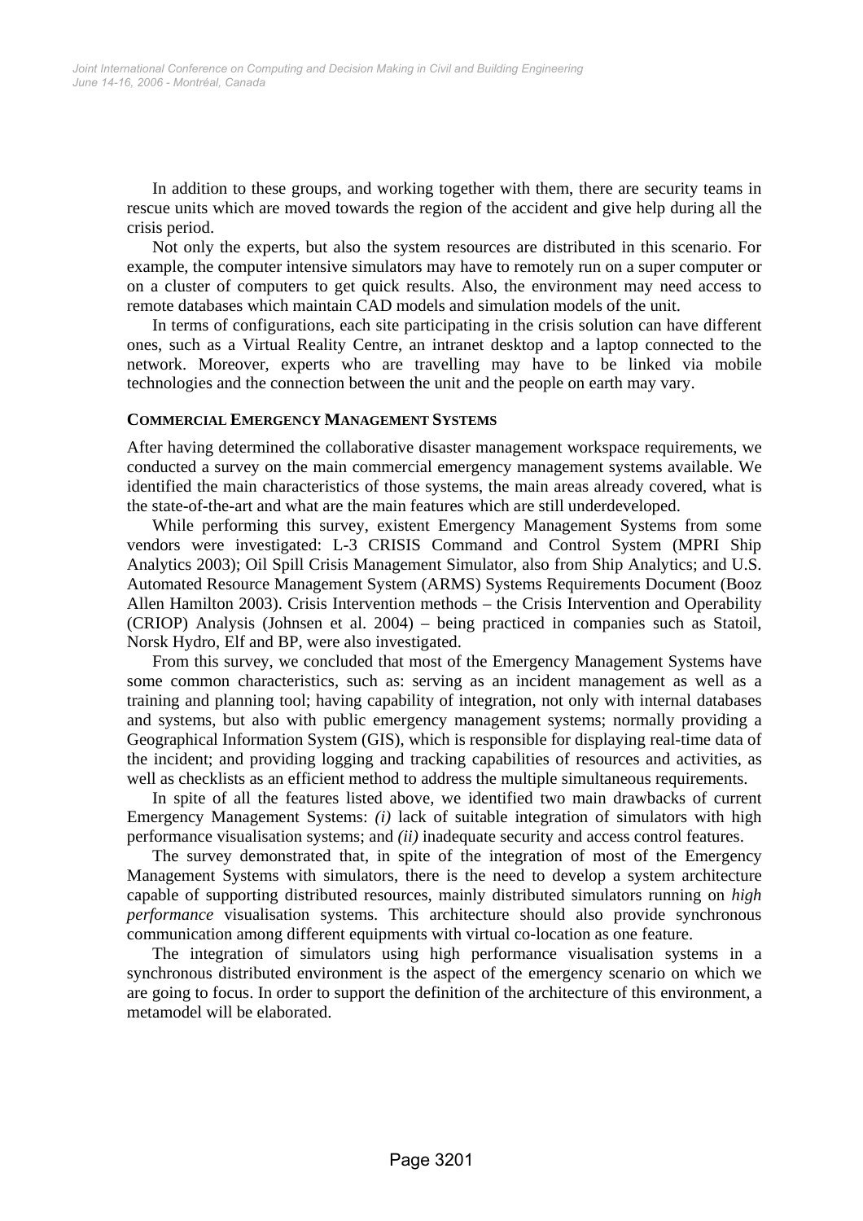In addition to these groups, and working together with them, there are security teams in rescue units which are moved towards the region of the accident and give help during all the crisis period.

Not only the experts, but also the system resources are distributed in this scenario. For example, the computer intensive simulators may have to remotely run on a super computer or on a cluster of computers to get quick results. Also, the environment may need access to remote databases which maintain CAD models and simulation models of the unit.

In terms of configurations, each site participating in the crisis solution can have different ones, such as a Virtual Reality Centre, an intranet desktop and a laptop connected to the network. Moreover, experts who are travelling may have to be linked via mobile technologies and the connection between the unit and the people on earth may vary.

### COMMERCIAL EMERGENCY MANAGEMENT SYSTEMS

After having determined the collaborative disaster management workspace requirements, we conducted a survey on the main commercial emergency management systems available. We identified the main characteristics of those systems, the main areas already covered, what is the state-of-the-art and what are the main features which are still underdeveloped.

While performing this survey, existent Emergency Management Systems from some vendors were investigated: L-3 CRISIS Command and Control System (MPRI Ship Analytics 2003); Oil Spill Crisis Management Simulator, also from Ship Analytics; and U.S. Automated Resource Management System (ARMS) Systems Requirements Document (Booz Allen Hamilton 2003). Crisis Intervention methods – the Crisis Intervention and Operability (CRIOP) Analysis (Johnsen et al. 2004) – being practiced in companies such as Statoil, Norsk Hydro, Elf and BP, were also investigated.

From this survey, we concluded that most of the Emergency Management Systems have some common characteristics, such as: serving as an incident management as well as a training and planning tool; having capability of integration, not only with internal databases and systems, but also with public emergency management systems; normally providing a Geographical Information System (GIS), which is responsible for displaying real-time data of the incident; and providing logging and tracking capabilities of resources and activities, as well as checklists as an efficient method to address the multiple simultaneous requirements.

In spite of all the features listed above, we identified two main drawbacks of current Emergency Management Systems: *(i)* lack of suitable integration of simulators with high performance visualisation systems; and *(ii)* inadequate security and access control features.

The survey demonstrated that, in spite of the integration of most of the Emergency Management Systems with simulators, there is the need to develop a system architecture capable of supporting distributed resources, mainly distributed simulators running on *high performance* visualisation systems. This architecture should also provide synchronous communication among different equipments with virtual co-location as one feature.

The integration of simulators using high performance visualisation systems in a synchronous distributed environment is the aspect of the emergency scenario on which we are going to focus. In order to support the definition of the architecture of this environment, a metamodel will be elaborated.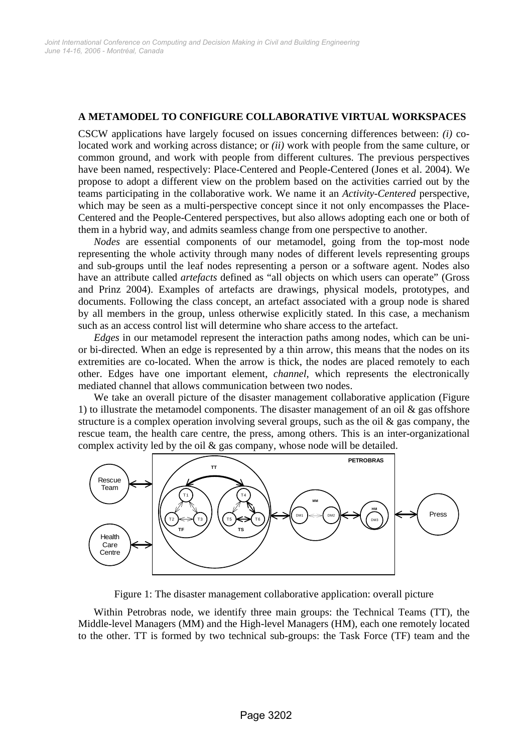### A METAMODEL TO CONFIGURE COLLABORATIVE VIRTUAL WORKSPACES

CSCW applications have largely focused on issues concerning differences between: *(i)* co-located work and working across distance; or *(ii)* work with people from the same culture, or common ground, and work with people from different cultures. The previous perspectives have been named, respectively: Place-Centered and People-Centered (Jones et al. 2004). We propose to adopt a different view on the problem based on the activities carried out by the teams participating in the collaborative work. We name it an *Activity-Centered* perspective, which may be seen as a multi-perspective concept since it not only encompasses the Place-Centered and the People-Centered perspectives, but also allows adopting each one or both of them in a hybrid way, and admits seamless change from one perspective to another.

*Nodes* are essential components of our metamodel, going from the top-most node representing the whole activity through many nodes of different levels representing groups and sub-groups until the leaf nodes representing a person or a software agent. Nodes also have an attribute called *artefacts* defined as "all objects on which users can operate" (Gross and Prinz 2004). Examples of artefacts are drawings, physical models, prototypes, and documents. Following the class concept, an artefact associated with a group node is shared by all members in the group, unless otherwise explicitly stated. In this case, a mechanism such as an access control list will determine who share access to the artefact.

*Edges* in our metamodel represent the interaction paths among nodes, which can be uni- or bi-directed. When an edge is represented by a thin arrow, this means that the nodes on its extremities are co-located. When the arrow is thick, the nodes are placed remotely to each other. Edges have one important element, *channel*, which represents the electronically mediated channel that allows communication between two nodes.

We take an overall picture of the disaster management collaborative application (Figure 1) to illustrate the metamodel components. The disaster management of an oil & gas offshore structure is a complex operation involving several groups, such as the oil & gas company, the rescue team, the health care centre, the press, among others. This is an inter-organizational complex activity led by the oil & gas company, whose node will be detailed.

Figure 1: The disaster management collaborative application: overall picture

Within Petrobras node, we identify three main groups: the Technical Teams (TT), the Middle-level Managers (MM) and the High-level Managers (HM), each one remotely located to the other. TT is formed by two technical sub-groups: the Task Force (TF) team and the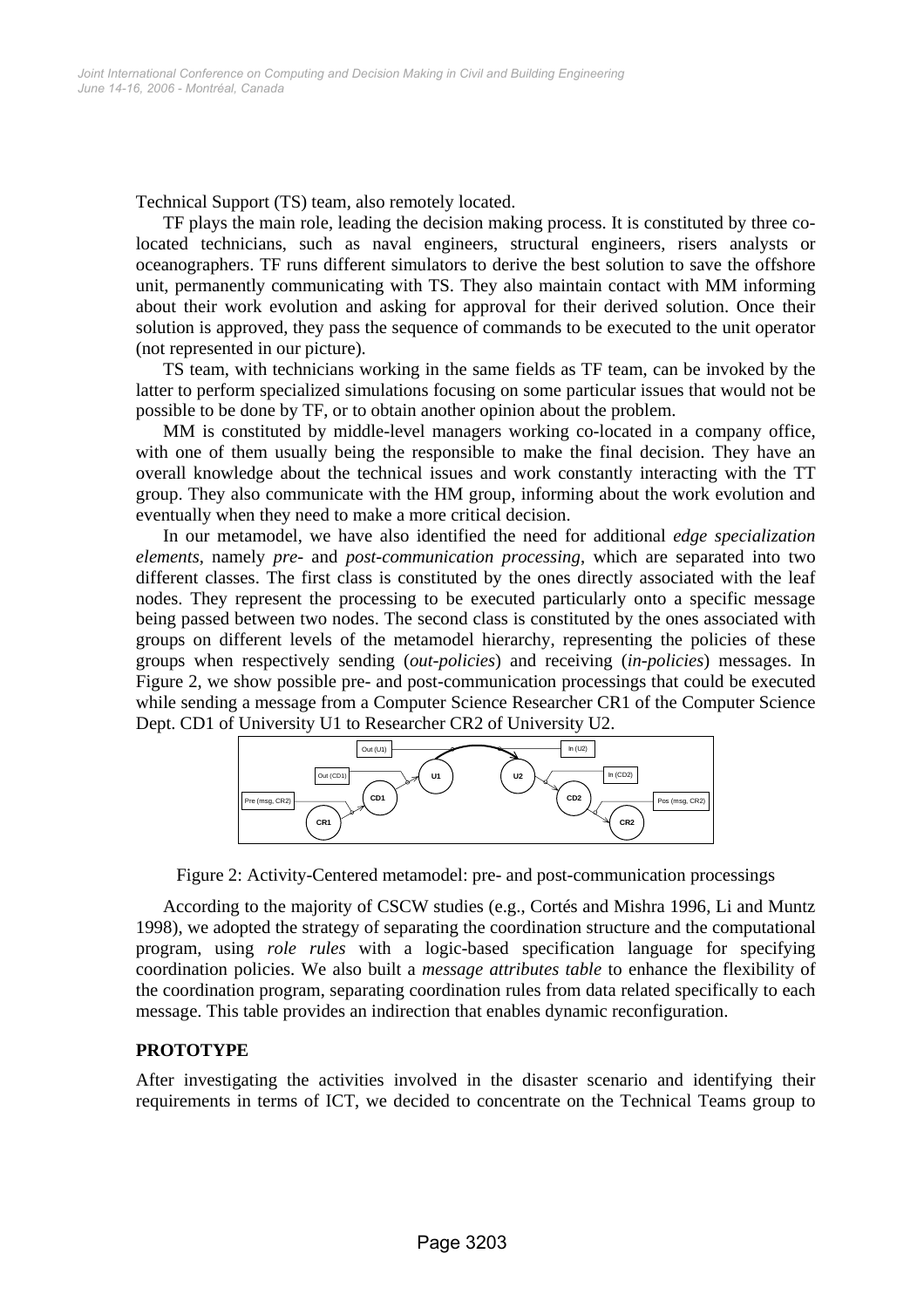Technical Support (TS) team, also remotely located.

TF plays the main role, leading the decision making process. It is constituted by three co-located technicians, such as naval engineers, structural engineers, risers analysts or oceanographers. TF runs different simulators to derive the best solution to save the offshore unit, permanently communicating with TS. They also maintain contact with MM informing about their work evolution and asking for approval for their derived solution. Once their solution is approved, they pass the sequence of commands to be executed to the unit operator (not represented in our picture).

TS team, with technicians working in the same fields as TF team, can be invoked by the latter to perform specialized simulations focusing on some particular issues that would not be possible to be done by TF, or to obtain another opinion about the problem.

MM is constituted by middle-level managers working co-located in a company office, with one of them usually being the responsible to make the final decision. They have an overall knowledge about the technical issues and work constantly interacting with the TT group. They also communicate with the HM group, informing about the work evolution and eventually when they need to make a more critical decision.

In our metamodel, we have also identified the need for additional *edge specialization elements*, namely *pre-* and *post-communication processing*, which are separated into two different classes. The first class is constituted by the ones directly associated with the leaf nodes. They represent the processing to be executed particularly onto a specific message being passed between two nodes. The second class is constituted by the ones associated with groups on different levels of the metamodel hierarchy, representing the policies of these groups when respectively sending (*out-policies*) and receiving (*in-policies*) messages. In Figure 2, we show possible pre- and post-communication processings that could be executed while sending a message from a Computer Science Researcher CR1 of the Computer Science Dept. CD1 of University U1 to Researcher CR2 of University U2.

Figure 2: Activity-Centered metamodel: pre- and post-communication processings

According to the majority of CSCW studies (e.g., Cortés and Mishra 1996, Li and Muntz 1998), we adopted the strategy of separating the coordination structure and the computational program, using *role rules* with a logic-based specification language for specifying coordination policies. We also built a *message attributes table* to enhance the flexibility of the coordination program, separating coordination rules from data related specifically to each message. This table provides an indirection that enables dynamic reconfiguration.

## PROTOTYPE

After investigating the activities involved in the disaster scenario and identifying their requirements in terms of ICT, we decided to concentrate on the Technical Teams group to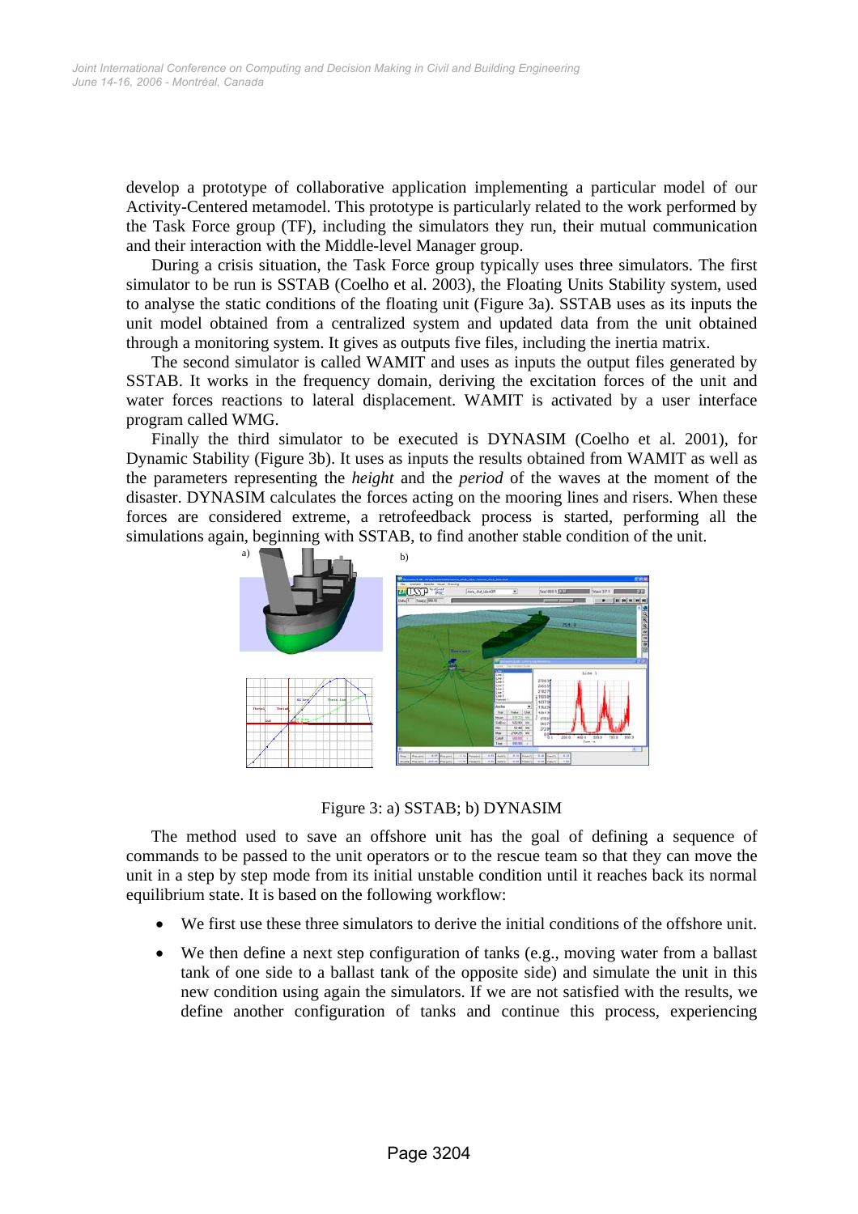develop a prototype of collaborative application implementing a particular model of our Activity-Centered metamodel. This prototype is particularly related to the work performed by the Task Force group (TF), including the simulators they run, their mutual communication and their interaction with the Middle-level Manager group.

During a crisis situation, the Task Force group typically uses three simulators. The first simulator to be run is SSTAB (Coelho et al. 2003), the Floating Units Stability system, used to analyse the static conditions of the floating unit (Figure 3a). SSTAB uses as its inputs the unit model obtained from a centralized system and updated data from the unit obtained through a monitoring system. It gives as outputs five files, including the inertia matrix.

The second simulator is called WAMIT and uses as inputs the output files generated by SSTAB. It works in the frequency domain, deriving the excitation forces of the unit and water forces reactions to lateral displacement. WAMIT is activated by a user interface program called WMG.

Finally the third simulator to be executed is DYNASIM (Coelho et al. 2001), for Dynamic Stability (Figure 3b). It uses as inputs the results obtained from WAMIT as well as the parameters representing the *height* and the *period* of the waves at the moment of the disaster. DYNASIM calculates the forces acting on the mooring lines and risers. When these forces are considered extreme, a retrofeedback process is started, performing all the simulations again, beginning with SSTAB, to find another stable condition of the unit.

Figure 3: a) SSTAB; b) DYNASIM

The method used to save an offshore unit has the goal of defining a sequence of commands to be passed to the unit operators or to the rescue team so that they can move the unit in a step by step mode from its initial unstable condition until it reaches back its normal equilibrium state. It is based on the following workflow:

- We first use these three simulators to derive the initial conditions of the offshore unit.
- We then define a next step configuration of tanks (e.g., moving water from a ballast tank of one side to a ballast tank of the opposite side) and simulate the unit in this new condition using again the simulators. If we are not satisfied with the results, we define another configuration of tanks and continue this process, experiencing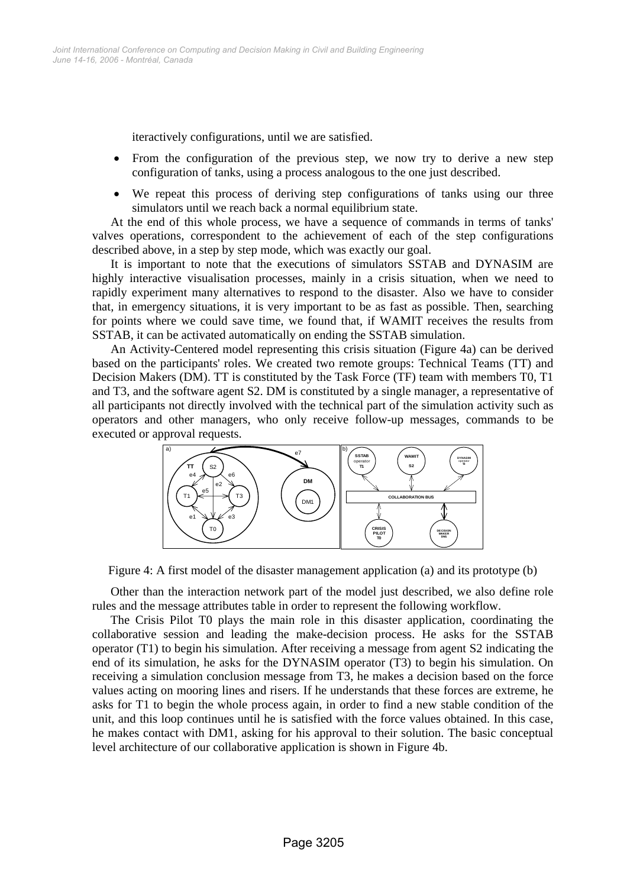iteractively configurations, until we are satisfied.

- From the configuration of the previous step, we now try to derive a new step configuration of tanks, using a process analogous to the one just described.
- We repeat this process of deriving step configurations of tanks using our three simulators until we reach back a normal equilibrium state.

At the end of this whole process, we have a sequence of commands in terms of tanks' valves operations, correspondent to the achievement of each of the step configurations described above, in a step by step mode, which was exactly our goal.

It is important to note that the executions of simulators SSTAB and DYNASIM are highly interactive visualisation processes, mainly in a crisis situation, when we need to rapidly experiment many alternatives to respond to the disaster. Also we have to consider that, in emergency situations, it is very important to be as fast as possible. Then, searching for points where we could save time, we found that, if WAMIT receives the results from SSTAB, it can be activated automatically on ending the SSTAB simulation.

An Activity-Centered model representing this crisis situation (Figure 4a) can be derived based on the participants' roles. We created two remote groups: Technical Teams (TT) and Decision Makers (DM). TT is constituted by the Task Force (TF) team with members T0, T1 and T3, and the software agent S2. DM is constituted by a single manager, a representative of all participants not directly involved with the technical part of the simulation activity such as operators and other managers, who only receive follow-up messages, commands to be executed or approval requests.

Figure 4: A first model of the disaster management application (a) and its prototype (b)

Other than the interaction network part of the model just described, we also define role rules and the message attributes table in order to represent the following workflow.

The Crisis Pilot T0 plays the main role in this disaster application, coordinating the collaborative session and leading the make-decision process. He asks for the SSTAB operator (T1) to begin his simulation. After receiving a message from agent S2 indicating the end of its simulation, he asks for the DYNASIM operator (T3) to begin his simulation. On receiving a simulation conclusion message from T3, he makes a decision based on the force values acting on mooring lines and risers. If he understands that these forces are extreme, he asks for T1 to begin the whole process again, in order to find a new stable condition of the unit, and this loop continues until he is satisfied with the force values obtained. In this case, he makes contact with DM1, asking for his approval to their solution. The basic conceptual level architecture of our collaborative application is shown in Figure 4b.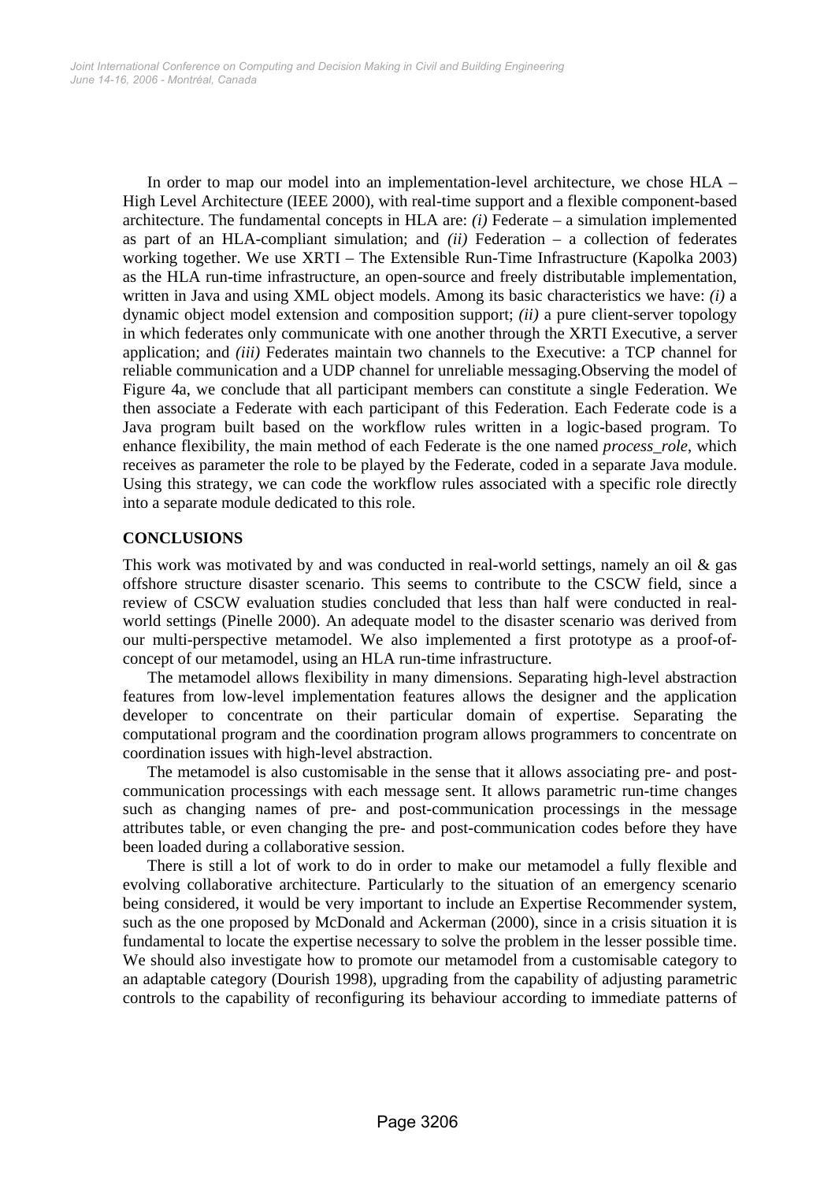In order to map our model into an implementation-level architecture, we chose HLA – High Level Architecture (IEEE 2000), with real-time support and a flexible component-based architecture. The fundamental concepts in HLA are: *(i)* Federate – a simulation implemented as part of an HLA-compliant simulation; and *(ii)* Federation – a collection of federates working together. We use XRTI – The Extensible Run-Time Infrastructure (Kapolka 2003) as the HLA run-time infrastructure, an open-source and freely distributable implementation, written in Java and using XML object models. Among its basic characteristics we have: *(i)* a dynamic object model extension and composition support; *(ii)* a pure client-server topology in which federates only communicate with one another through the XRTI Executive, a server application; and *(iii)* Federates maintain two channels to the Executive: a TCP channel for reliable communication and a UDP channel for unreliable messaging.Observing the model of Figure 4a, we conclude that all participant members can constitute a single Federation. We then associate a Federate with each participant of this Federation. Each Federate code is a Java program built based on the workflow rules written in a logic-based program. To enhance flexibility, the main method of each Federate is the one named *process_role*, which receives as parameter the role to be played by the Federate, coded in a separate Java module. Using this strategy, we can code the workflow rules associated with a specific role directly into a separate module dedicated to this role.

## CONCLUSIONS

This work was motivated by and was conducted in real-world settings, namely an oil & gas offshore structure disaster scenario. This seems to contribute to the CSCW field, since a review of CSCW evaluation studies concluded that less than half were conducted in real-world settings (Pinelle 2000). An adequate model to the disaster scenario was derived from our multi-perspective metamodel. We also implemented a first prototype as a proof-of-concept of our metamodel, using an HLA run-time infrastructure.

The metamodel allows flexibility in many dimensions. Separating high-level abstraction features from low-level implementation features allows the designer and the application developer to concentrate on their particular domain of expertise. Separating the computational program and the coordination program allows programmers to concentrate on coordination issues with high-level abstraction.

The metamodel is also customisable in the sense that it allows associating pre- and post-communication processings with each message sent. It allows parametric run-time changes such as changing names of pre- and post-communication processings in the message attributes table, or even changing the pre- and post-communication codes before they have been loaded during a collaborative session.

There is still a lot of work to do in order to make our metamodel a fully flexible and evolving collaborative architecture. Particularly to the situation of an emergency scenario being considered, it would be very important to include an Expertise Recommender system, such as the one proposed by McDonald and Ackerman (2000), since in a crisis situation it is fundamental to locate the expertise necessary to solve the problem in the lesser possible time. We should also investigate how to promote our metamodel from a customisable category to an adaptable category (Dourish 1998), upgrading from the capability of adjusting parametric controls to the capability of reconfiguring its behaviour according to immediate patterns of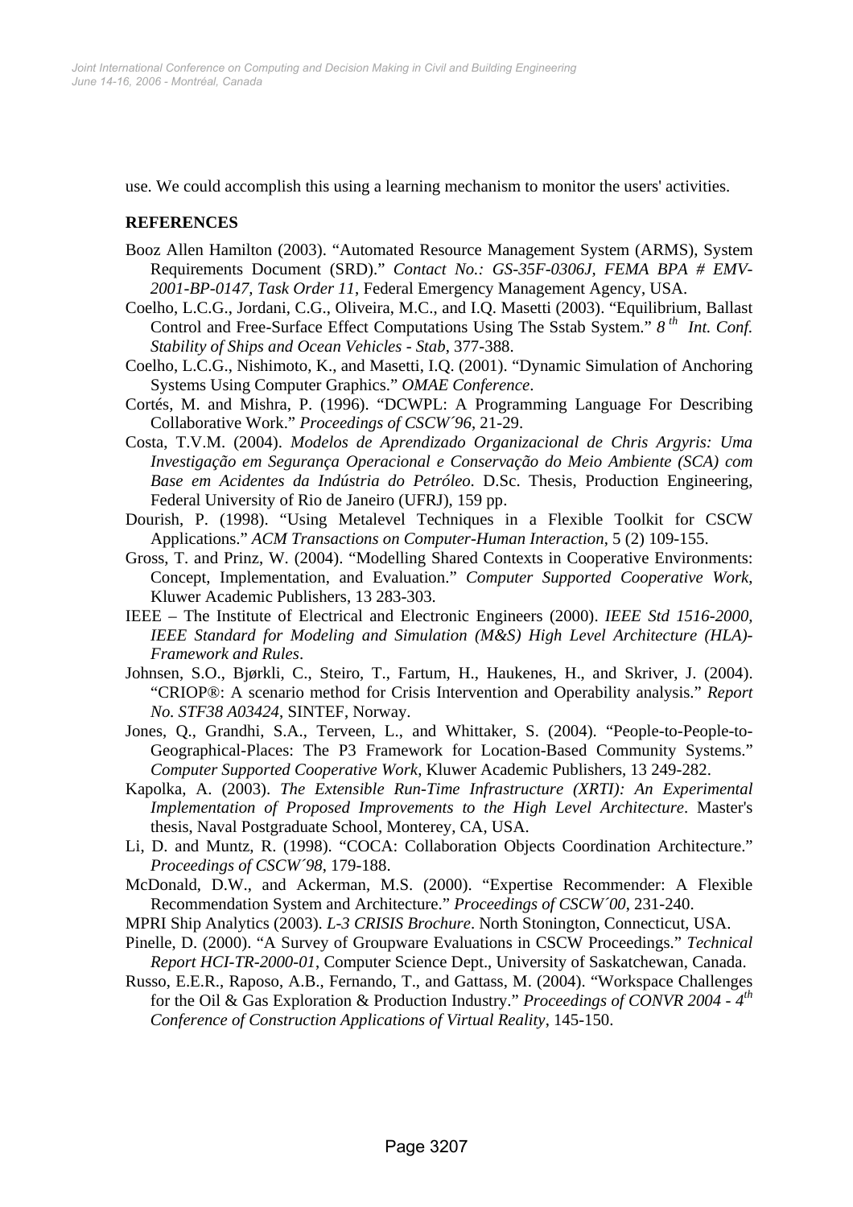use. We could accomplish this using a learning mechanism to monitor the users' activities.

## REFERENCES

Booz Allen Hamilton (2003). "Automated Resource Management System (ARMS), System Requirements Document (SRD)." *Contact No.: GS-35F-0306J, FEMA BPA # EMV-2001-BP-0147, Task Order 11*, Federal Emergency Management Agency, USA.

Coelho, L.C.G., Jordani, C.G., Oliveira, M.C., and I.Q. Masetti (2003). "Equilibrium, Ballast Control and Free-Surface Effect Computations Using The Sstab System." *8th Int. Conf. Stability of Ships and Ocean Vehicles - Stab*, 377-388.

Coelho, L.C.G., Nishimoto, K., and Masetti, I.Q. (2001). "Dynamic Simulation of Anchoring Systems Using Computer Graphics." *OMAE Conference*.

Cortés, M. and Mishra, P. (1996). "DCWPL: A Programming Language For Describing Collaborative Work." *Proceedings of CSCW´96*, 21-29.

Costa, T.V.M. (2004). *Modelos de Aprendizado Organizacional de Chris Argyris: Uma Investigação em Segurança Operacional e Conservação do Meio Ambiente (SCA) com Base em Acidentes da Indústria do Petróleo*. D.Sc. Thesis, Production Engineering, Federal University of Rio de Janeiro (UFRJ), 159 pp.

Dourish, P. (1998). "Using Metalevel Techniques in a Flexible Toolkit for CSCW Applications." *ACM Transactions on Computer-Human Interaction*, 5 (2) 109-155.

Gross, T. and Prinz, W. (2004). "Modelling Shared Contexts in Cooperative Environments: Concept, Implementation, and Evaluation." *Computer Supported Cooperative Work*, Kluwer Academic Publishers, 13 283-303.

IEEE – The Institute of Electrical and Electronic Engineers (2000). *IEEE Std 1516-2000, IEEE Standard for Modeling and Simulation (M&S) High Level Architecture (HLA)-Framework and Rules*.

Johnsen, S.O., Bjørkli, C., Steiro, T., Fartum, H., Haukenes, H., and Skriver, J. (2004). "CRIOP®: A scenario method for Crisis Intervention and Operability analysis." *Report No. STF38 A03424*, SINTEF, Norway.

Jones, Q., Grandhi, S.A., Terveen, L., and Whittaker, S. (2004). "People-to-People-to-Geographical-Places: The P3 Framework for Location-Based Community Systems." *Computer Supported Cooperative Work*, Kluwer Academic Publishers, 13 249-282.

Kapolka, A. (2003). *The Extensible Run-Time Infrastructure (XRTI): An Experimental Implementation of Proposed Improvements to the High Level Architecture*. Master's thesis, Naval Postgraduate School, Monterey, CA, USA.

Li, D. and Muntz, R. (1998). "COCA: Collaboration Objects Coordination Architecture." *Proceedings of CSCW´98*, 179-188.

McDonald, D.W., and Ackerman, M.S. (2000). "Expertise Recommender: A Flexible Recommendation System and Architecture." *Proceedings of CSCW´00*, 231-240.

MPRI Ship Analytics (2003). *L-3 CRISIS Brochure*. North Stonington, Connecticut, USA.

Pinelle, D. (2000). "A Survey of Groupware Evaluations in CSCW Proceedings." *Technical Report HCI-TR-2000-01*, Computer Science Dept., University of Saskatchewan, Canada.

Russo, E.E.R., Raposo, A.B., Fernando, T., and Gattass, M. (2004). "Workspace Challenges for the Oil & Gas Exploration & Production Industry." *Proceedings of CONVR 2004 - 4th Conference of Construction Applications of Virtual Reality*, 145-150.